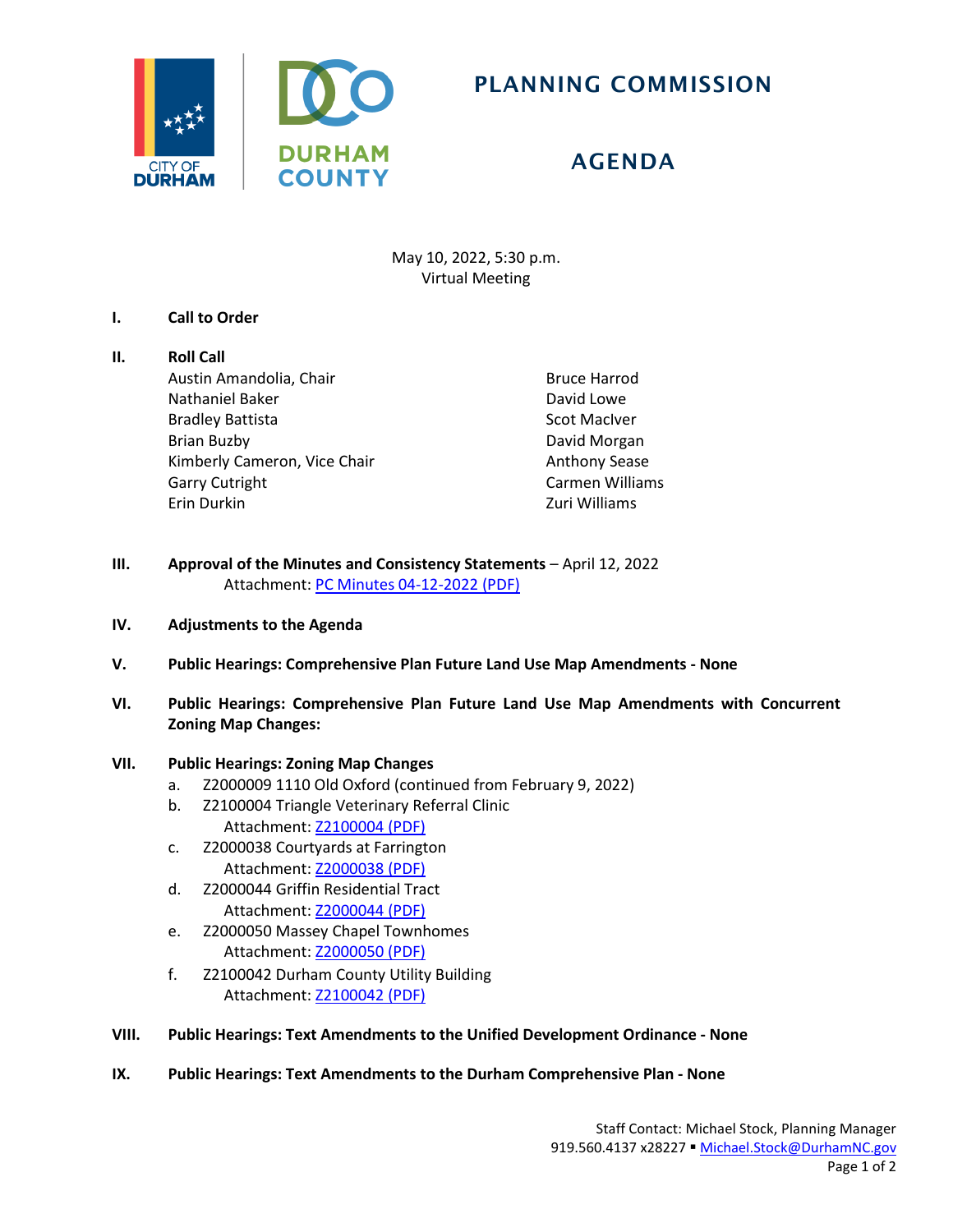# PLANNING COMMISSION

# AGENDA

May 10, 2022, 5:30 p.m.
Virtual Meeting

**I. Call to Order**

**II. Roll Call**

Austin Amandolia, Chair
Nathaniel Baker
Bradley Battista
Brian Buzby
Kimberly Cameron, Vice Chair
Garry Cutright
Erin Durkin
Bruce Harrod
David Lowe
Scot MacIver
David Morgan
Anthony Sease
Carmen Williams
Zuri Williams

**III. Approval of the Minutes and Consistency Statements** – April 12, 2022
Attachment: PC Minutes 04-12-2022 (PDF)

**IV. Adjustments to the Agenda**

**V. Public Hearings: Comprehensive Plan Future Land Use Map Amendments - None**

**VI. Public Hearings: Comprehensive Plan Future Land Use Map Amendments with Concurrent Zoning Map Changes:**

**VII. Public Hearings: Zoning Map Changes**

a. Z2000009 1110 Old Oxford (continued from February 9, 2022)
b. Z2100004 Triangle Veterinary Referral Clinic
Attachment: Z2100004 (PDF)
c. Z2000038 Courtyards at Farrington
Attachment: Z2000038 (PDF)
d. Z2000044 Griffin Residential Tract
Attachment: Z2000044 (PDF)
e. Z2000050 Massey Chapel Townhomes
Attachment: Z2000050 (PDF)
f. Z2100042 Durham County Utility Building
Attachment: Z2100042 (PDF)

**VIII. Public Hearings: Text Amendments to the Unified Development Ordinance - None**

**IX. Public Hearings: Text Amendments to the Durham Comprehensive Plan - None**

Staff Contact: Michael Stock, Planning Manager
919.560.4137 x28227 ▪ Michael.Stock@DurhamNC.gov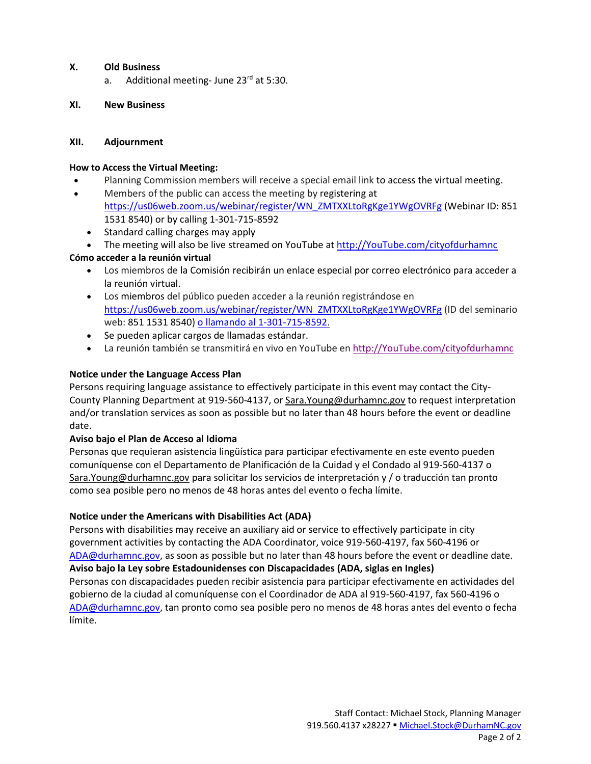## X. Old Business

a. Additional meeting- June 23rd at 5:30.

## XI. New Business

## XII. Adjournment

**How to Access the Virtual Meeting:**

- Planning Commission members will receive a special email link to access the virtual meeting.
- Members of the public can access the meeting by registering at https://us06web.zoom.us/webinar/register/WN_ZMTXXLtoRgKge1YWgOVRFg (Webinar ID: 851 1531 8540) or by calling 1-301-715-8592
  - Standard calling charges may apply
  - The meeting will also be live streamed on YouTube at http://YouTube.com/cityofdurhamnc

**Cómo acceder a la reunión virtual**

- Los miembros de la Comisión recibirán un enlace especial por correo electrónico para acceder a la reunión virtual.
- Los miembros del público pueden acceder a la reunión registrándose en https://us06web.zoom.us/webinar/register/WN_ZMTXXLtoRgKge1YWgOVRFg (ID del seminario web: 851 1531 8540) o llamando al 1-301-715-8592.
- Se pueden aplicar cargos de llamadas estándar.
- La reunión también se transmitirá en vivo en YouTube en http://YouTube.com/cityofdurhamnc

**Notice under the Language Access Plan**

Persons requiring language assistance to effectively participate in this event may contact the City-County Planning Department at 919-560-4137, or Sara.Young@durhamnc.gov to request interpretation and/or translation services as soon as possible but no later than 48 hours before the event or deadline date.

**Aviso bajo el Plan de Acceso al Idioma**

Personas que requieran asistencia lingüística para participar efectivamente en este evento pueden comuníquense con el Departamento de Planificación de la Cuidad y el Condado al 919-560-4137 o Sara.Young@durhamnc.gov para solicitar los servicios de interpretación y / o traducción tan pronto como sea posible pero no menos de 48 horas antes del evento o fecha límite.

**Notice under the Americans with Disabilities Act (ADA)**

Persons with disabilities may receive an auxiliary aid or service to effectively participate in city government activities by contacting the ADA Coordinator, voice 919-560-4197, fax 560-4196 or ADA@durhamnc.gov, as soon as possible but no later than 48 hours before the event or deadline date.

**Aviso bajo la Ley sobre Estadounidenses con Discapacidades (ADA, siglas en Ingles)**

Personas con discapacidades pueden recibir asistencia para participar efectivamente en actividades del gobierno de la ciudad al comuníquense con el Coordinador de ADA al 919-560-4197, fax 560-4196 o ADA@durhamnc.gov, tan pronto como sea posible pero no menos de 48 horas antes del evento o fecha límite.

Staff Contact: Michael Stock, Planning Manager
919.560.4137 x28227 ▪ Michael.Stock@DurhamNC.gov